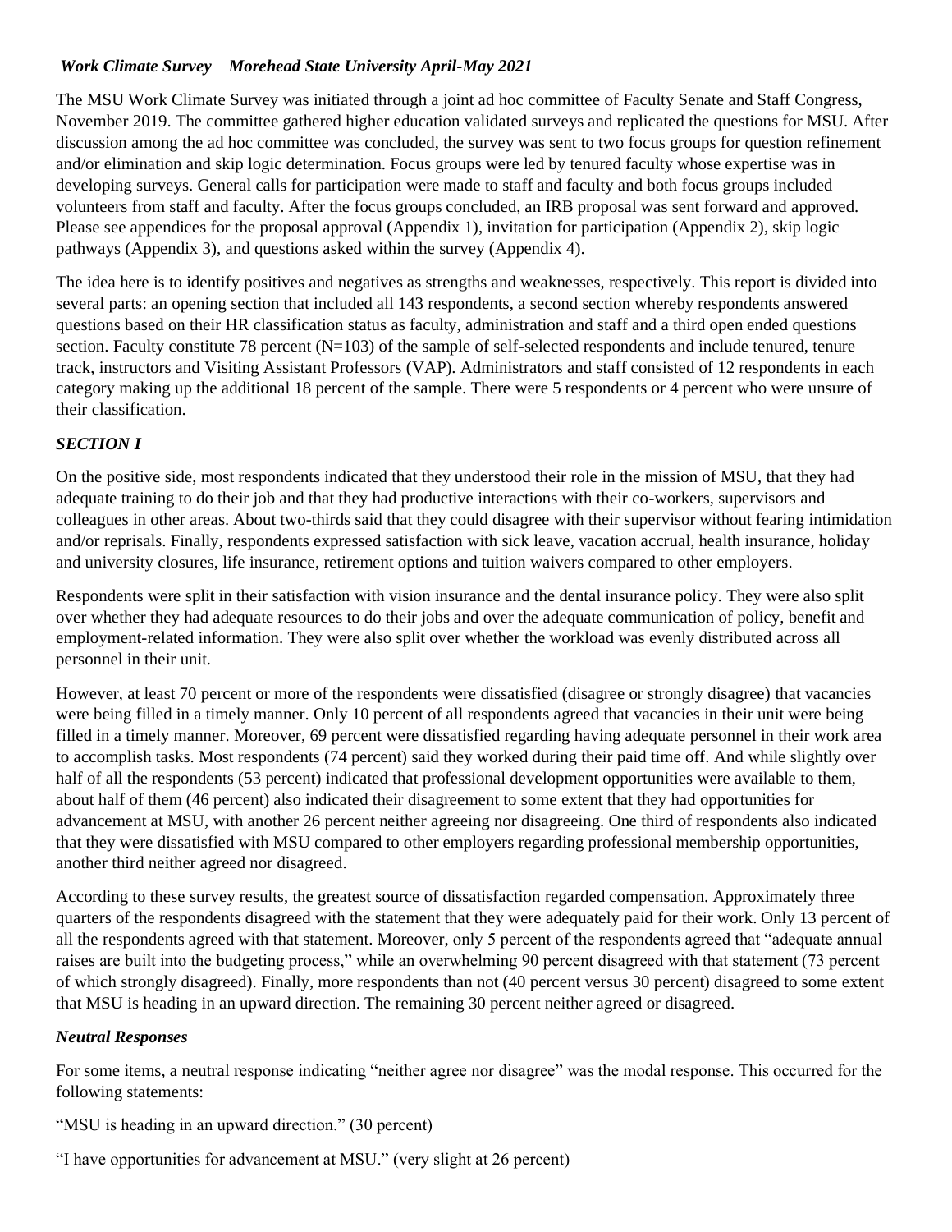*Work Climate Survey    Morehead State University April-May 2021*

The MSU Work Climate Survey was initiated through a joint ad hoc committee of Faculty Senate and Staff Congress, November 2019. The committee gathered higher education validated surveys and replicated the questions for MSU. After discussion among the ad hoc committee was concluded, the survey was sent to two focus groups for question refinement and/or elimination and skip logic determination. Focus groups were led by tenured faculty whose expertise was in developing surveys. General calls for participation were made to staff and faculty and both focus groups included volunteers from staff and faculty. After the focus groups concluded, an IRB proposal was sent forward and approved. Please see appendices for the proposal approval (Appendix 1), invitation for participation (Appendix 2), skip logic pathways (Appendix 3), and questions asked within the survey (Appendix 4).

The idea here is to identify positives and negatives as strengths and weaknesses, respectively. This report is divided into several parts: an opening section that included all 143 respondents, a second section whereby respondents answered questions based on their HR classification status as faculty, administration and staff and a third open ended questions section. Faculty constitute 78 percent (N=103) of the sample of self-selected respondents and include tenured, tenure track, instructors and Visiting Assistant Professors (VAP). Administrators and staff consisted of 12 respondents in each category making up the additional 18 percent of the sample. There were 5 respondents or 4 percent who were unsure of their classification.

### *SECTION I*

On the positive side, most respondents indicated that they understood their role in the mission of MSU, that they had adequate training to do their job and that they had productive interactions with their co-workers, supervisors and colleagues in other areas. About two-thirds said that they could disagree with their supervisor without fearing intimidation and/or reprisals. Finally, respondents expressed satisfaction with sick leave, vacation accrual, health insurance, holiday and university closures, life insurance, retirement options and tuition waivers compared to other employers.

Respondents were split in their satisfaction with vision insurance and the dental insurance policy. They were also split over whether they had adequate resources to do their jobs and over the adequate communication of policy, benefit and employment-related information. They were also split over whether the workload was evenly distributed across all personnel in their unit.

However, at least 70 percent or more of the respondents were dissatisfied (disagree or strongly disagree) that vacancies were being filled in a timely manner. Only 10 percent of all respondents agreed that vacancies in their unit were being filled in a timely manner. Moreover, 69 percent were dissatisfied regarding having adequate personnel in their work area to accomplish tasks. Most respondents (74 percent) said they worked during their paid time off. And while slightly over half of all the respondents (53 percent) indicated that professional development opportunities were available to them, about half of them (46 percent) also indicated their disagreement to some extent that they had opportunities for advancement at MSU, with another 26 percent neither agreeing nor disagreeing. One third of respondents also indicated that they were dissatisfied with MSU compared to other employers regarding professional membership opportunities, another third neither agreed nor disagreed.

According to these survey results, the greatest source of dissatisfaction regarded compensation. Approximately three quarters of the respondents disagreed with the statement that they were adequately paid for their work. Only 13 percent of all the respondents agreed with that statement. Moreover, only 5 percent of the respondents agreed that "adequate annual raises are built into the budgeting process," while an overwhelming 90 percent disagreed with that statement (73 percent of which strongly disagreed). Finally, more respondents than not (40 percent versus 30 percent) disagreed to some extent that MSU is heading in an upward direction. The remaining 30 percent neither agreed or disagreed.

### *Neutral Responses*

For some items, a neutral response indicating "neither agree nor disagree" was the modal response. This occurred for the following statements:

"MSU is heading in an upward direction." (30 percent)

"I have opportunities for advancement at MSU." (very slight at 26 percent)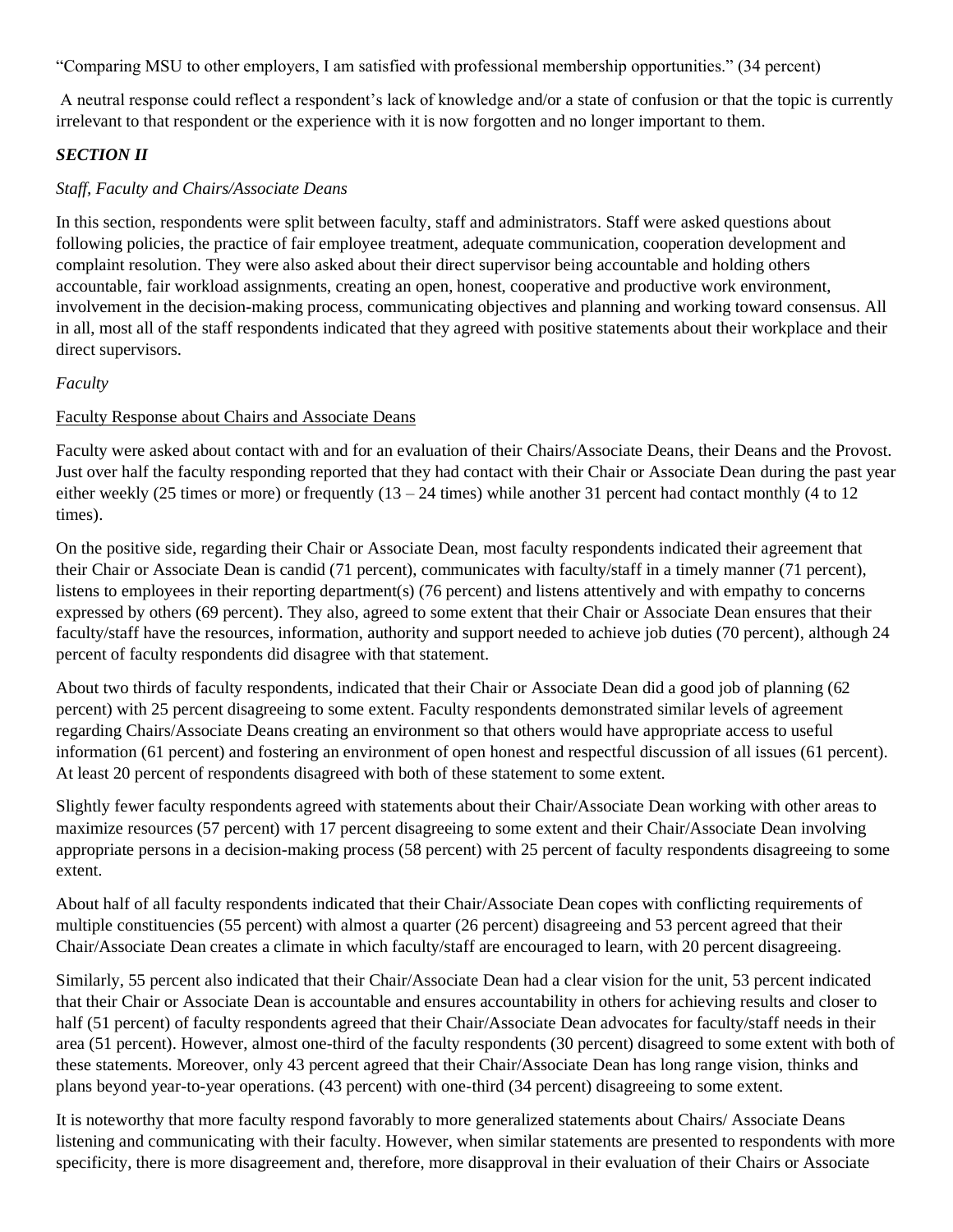"Comparing MSU to other employers, I am satisfied with professional membership opportunities." (34 percent)

A neutral response could reflect a respondent's lack of knowledge and/or a state of confusion or that the topic is currently irrelevant to that respondent or the experience with it is now forgotten and no longer important to them.

### *SECTION II*

*Staff, Faculty and Chairs/Associate Deans*

In this section, respondents were split between faculty, staff and administrators. Staff were asked questions about following policies, the practice of fair employee treatment, adequate communication, cooperation development and complaint resolution. They were also asked about their direct supervisor being accountable and holding others accountable, fair workload assignments, creating an open, honest, cooperative and productive work environment, involvement in the decision-making process, communicating objectives and planning and working toward consensus. All in all, most all of the staff respondents indicated that they agreed with positive statements about their workplace and their direct supervisors.

*Faculty*

<u>Faculty Response about Chairs and Associate Deans</u>

Faculty were asked about contact with and for an evaluation of their Chairs/Associate Deans, their Deans and the Provost. Just over half the faculty responding reported that they had contact with their Chair or Associate Dean during the past year either weekly (25 times or more) or frequently (13 – 24 times) while another 31 percent had contact monthly (4 to 12 times).

On the positive side, regarding their Chair or Associate Dean, most faculty respondents indicated their agreement that their Chair or Associate Dean is candid (71 percent), communicates with faculty/staff in a timely manner (71 percent), listens to employees in their reporting department(s) (76 percent) and listens attentively and with empathy to concerns expressed by others (69 percent). They also, agreed to some extent that their Chair or Associate Dean ensures that their faculty/staff have the resources, information, authority and support needed to achieve job duties (70 percent), although 24 percent of faculty respondents did disagree with that statement.

About two thirds of faculty respondents, indicated that their Chair or Associate Dean did a good job of planning (62 percent) with 25 percent disagreeing to some extent. Faculty respondents demonstrated similar levels of agreement regarding Chairs/Associate Deans creating an environment so that others would have appropriate access to useful information (61 percent) and fostering an environment of open honest and respectful discussion of all issues (61 percent). At least 20 percent of respondents disagreed with both of these statement to some extent.

Slightly fewer faculty respondents agreed with statements about their Chair/Associate Dean working with other areas to maximize resources (57 percent) with 17 percent disagreeing to some extent and their Chair/Associate Dean involving appropriate persons in a decision-making process (58 percent) with 25 percent of faculty respondents disagreeing to some extent.

About half of all faculty respondents indicated that their Chair/Associate Dean copes with conflicting requirements of multiple constituencies (55 percent) with almost a quarter (26 percent) disagreeing and 53 percent agreed that their Chair/Associate Dean creates a climate in which faculty/staff are encouraged to learn, with 20 percent disagreeing.

Similarly, 55 percent also indicated that their Chair/Associate Dean had a clear vision for the unit, 53 percent indicated that their Chair or Associate Dean is accountable and ensures accountability in others for achieving results and closer to half (51 percent) of faculty respondents agreed that their Chair/Associate Dean advocates for faculty/staff needs in their area (51 percent). However, almost one-third of the faculty respondents (30 percent) disagreed to some extent with both of these statements. Moreover, only 43 percent agreed that their Chair/Associate Dean has long range vision, thinks and plans beyond year-to-year operations. (43 percent) with one-third (34 percent) disagreeing to some extent.

It is noteworthy that more faculty respond favorably to more generalized statements about Chairs/ Associate Deans listening and communicating with their faculty. However, when similar statements are presented to respondents with more specificity, there is more disagreement and, therefore, more disapproval in their evaluation of their Chairs or Associate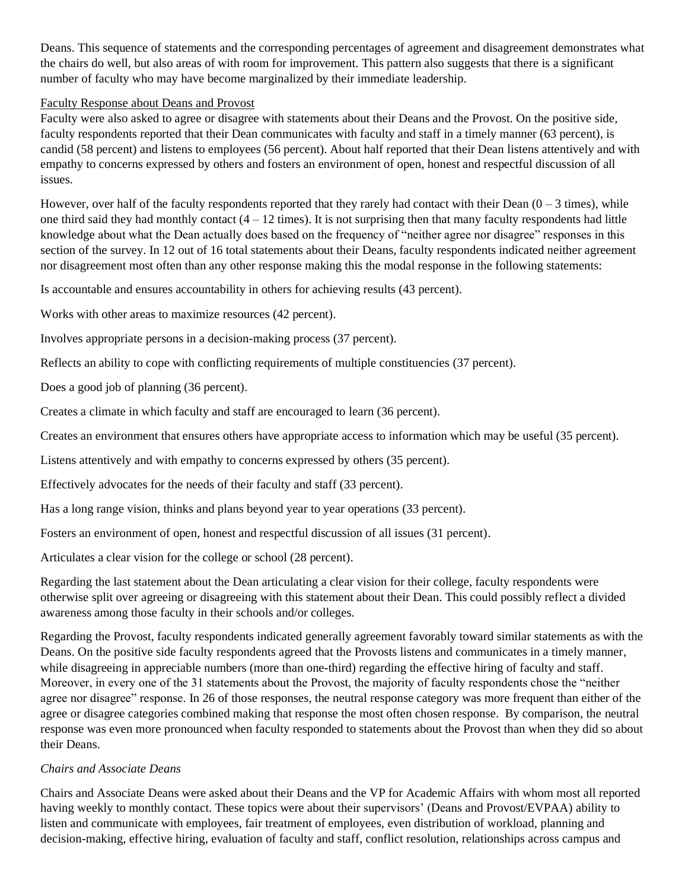Deans. This sequence of statements and the corresponding percentages of agreement and disagreement demonstrates what the chairs do well, but also areas of with room for improvement. This pattern also suggests that there is a significant number of faculty who may have become marginalized by their immediate leadership.

Faculty Response about Deans and Provost

Faculty were also asked to agree or disagree with statements about their Deans and the Provost. On the positive side, faculty respondents reported that their Dean communicates with faculty and staff in a timely manner (63 percent), is candid (58 percent) and listens to employees (56 percent). About half reported that their Dean listens attentively and with empathy to concerns expressed by others and fosters an environment of open, honest and respectful discussion of all issues.

However, over half of the faculty respondents reported that they rarely had contact with their Dean (0 – 3 times), while one third said they had monthly contact (4 – 12 times). It is not surprising then that many faculty respondents had little knowledge about what the Dean actually does based on the frequency of "neither agree nor disagree" responses in this section of the survey. In 12 out of 16 total statements about their Deans, faculty respondents indicated neither agreement nor disagreement most often than any other response making this the modal response in the following statements:

Is accountable and ensures accountability in others for achieving results (43 percent).

Works with other areas to maximize resources (42 percent).

Involves appropriate persons in a decision-making process (37 percent).

Reflects an ability to cope with conflicting requirements of multiple constituencies (37 percent).

Does a good job of planning (36 percent).

Creates a climate in which faculty and staff are encouraged to learn (36 percent).

Creates an environment that ensures others have appropriate access to information which may be useful (35 percent).

Listens attentively and with empathy to concerns expressed by others (35 percent).

Effectively advocates for the needs of their faculty and staff (33 percent).

Has a long range vision, thinks and plans beyond year to year operations (33 percent).

Fosters an environment of open, honest and respectful discussion of all issues (31 percent).

Articulates a clear vision for the college or school (28 percent).

Regarding the last statement about the Dean articulating a clear vision for their college, faculty respondents were otherwise split over agreeing or disagreeing with this statement about their Dean. This could possibly reflect a divided awareness among those faculty in their schools and/or colleges.

Regarding the Provost, faculty respondents indicated generally agreement favorably toward similar statements as with the Deans. On the positive side faculty respondents agreed that the Provosts listens and communicates in a timely manner, while disagreeing in appreciable numbers (more than one-third) regarding the effective hiring of faculty and staff. Moreover, in every one of the 31 statements about the Provost, the majority of faculty respondents chose the "neither agree nor disagree" response. In 26 of those responses, the neutral response category was more frequent than either of the agree or disagree categories combined making that response the most often chosen response. By comparison, the neutral response was even more pronounced when faculty responded to statements about the Provost than when they did so about their Deans.

*Chairs and Associate Deans*

Chairs and Associate Deans were asked about their Deans and the VP for Academic Affairs with whom most all reported having weekly to monthly contact. These topics were about their supervisors' (Deans and Provost/EVPAA) ability to listen and communicate with employees, fair treatment of employees, even distribution of workload, planning and decision-making, effective hiring, evaluation of faculty and staff, conflict resolution, relationships across campus and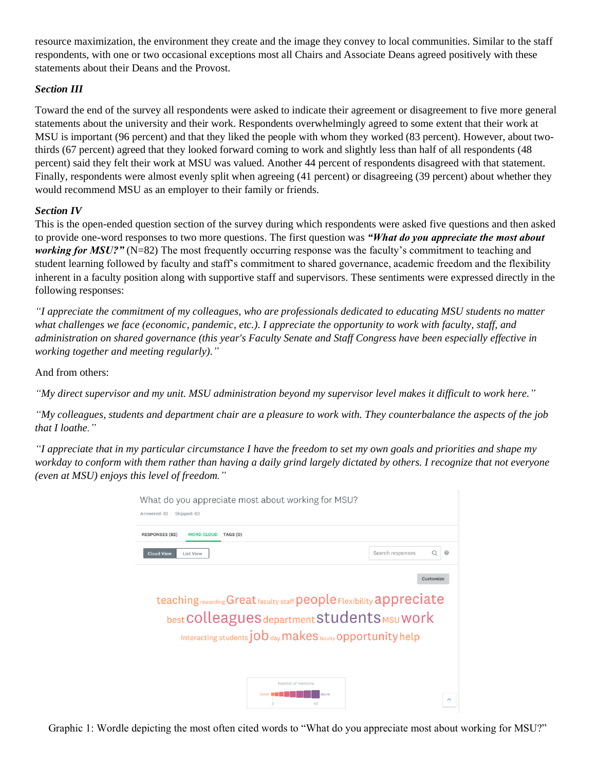resource maximization, the environment they create and the image they convey to local communities. Similar to the staff respondents, with one or two occasional exceptions most all Chairs and Associate Deans agreed positively with these statements about their Deans and the Provost.

### *Section III*

Toward the end of the survey all respondents were asked to indicate their agreement or disagreement to five more general statements about the university and their work. Respondents overwhelmingly agreed to some extent that their work at MSU is important (96 percent) and that they liked the people with whom they worked (83 percent). However, about two-thirds (67 percent) agreed that they looked forward coming to work and slightly less than half of all respondents (48 percent) said they felt their work at MSU was valued. Another 44 percent of respondents disagreed with that statement. Finally, respondents were almost evenly split when agreeing (41 percent) or disagreeing (39 percent) about whether they would recommend MSU as an employer to their family or friends.

### *Section IV*

This is the open-ended question section of the survey during which respondents were asked five questions and then asked to provide one-word responses to two more questions. The first question was ***"What do you appreciate the most about working for MSU?"*** (N=82) The most frequently occurring response was the faculty's commitment to teaching and student learning followed by faculty and staff's commitment to shared governance, academic freedom and the flexibility inherent in a faculty position along with supportive staff and supervisors. These sentiments were expressed directly in the following responses:

*"I appreciate the commitment of my colleagues, who are professionals dedicated to educating MSU students no matter what challenges we face (economic, pandemic, etc.). I appreciate the opportunity to work with faculty, staff, and administration on shared governance (this year's Faculty Senate and Staff Congress have been especially effective in working together and meeting regularly)."*

And from others:

*"My direct supervisor and my unit. MSU administration beyond my supervisor level makes it difficult to work here."*

*"My colleagues, students and department chair are a pleasure to work with. They counterbalance the aspects of the job that I loathe."*

*"I appreciate that in my particular circumstance I have the freedom to set my own goals and priorities and shape my workday to conform with them rather than having a daily grind largely dictated by others. I recognize that not everyone (even at MSU) enjoys this level of freedom."*

Graphic 1: Wordle depicting the most often cited words to "What do you appreciate most about working for MSU?"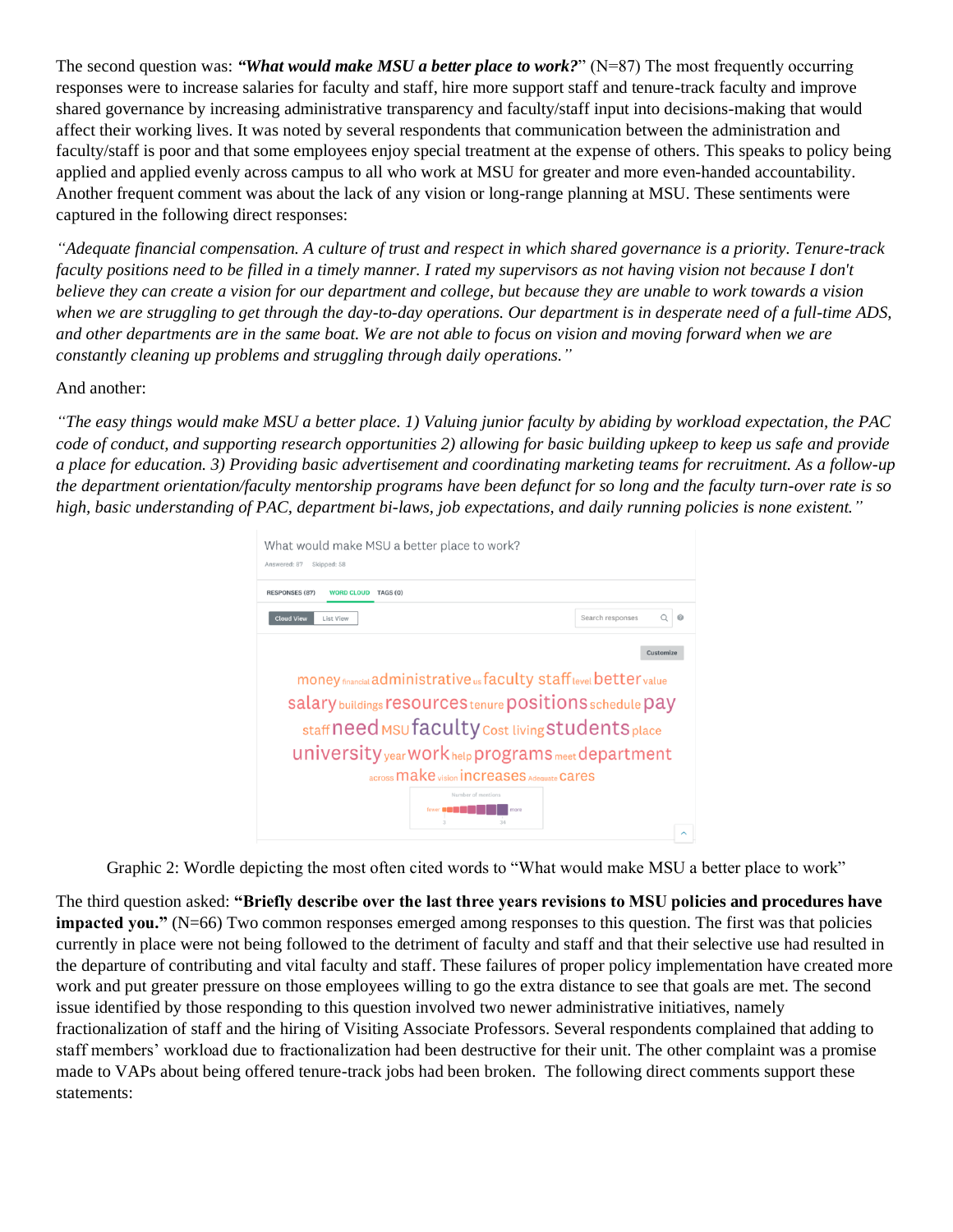The second question was: ***"What would make MSU a better place to work?"*** (N=87) The most frequently occurring responses were to increase salaries for faculty and staff, hire more support staff and tenure-track faculty and improve shared governance by increasing administrative transparency and faculty/staff input into decisions-making that would affect their working lives. It was noted by several respondents that communication between the administration and faculty/staff is poor and that some employees enjoy special treatment at the expense of others. This speaks to policy being applied and applied evenly across campus to all who work at MSU for greater and more even-handed accountability. Another frequent comment was about the lack of any vision or long-range planning at MSU. These sentiments were captured in the following direct responses:

*"Adequate financial compensation. A culture of trust and respect in which shared governance is a priority. Tenure-track faculty positions need to be filled in a timely manner. I rated my supervisors as not having vision not because I don't believe they can create a vision for our department and college, but because they are unable to work towards a vision when we are struggling to get through the day-to-day operations. Our department is in desperate need of a full-time ADS, and other departments are in the same boat. We are not able to focus on vision and moving forward when we are constantly cleaning up problems and struggling through daily operations."*

And another:

*"The easy things would make MSU a better place. 1) Valuing junior faculty by abiding by workload expectation, the PAC code of conduct, and supporting research opportunities 2) allowing for basic building upkeep to keep us safe and provide a place for education. 3) Providing basic advertisement and coordinating marketing teams for recruitment. As a follow-up the department orientation/faculty mentorship programs have been defunct for so long and the faculty turn-over rate is so high, basic understanding of PAC, department bi-laws, job expectations, and daily running policies is none existent."*

Graphic 2: Wordle depicting the most often cited words to "What would make MSU a better place to work"

The third question asked: **"Briefly describe over the last three years revisions to MSU policies and procedures have impacted you."** (N=66) Two common responses emerged among responses to this question. The first was that policies currently in place were not being followed to the detriment of faculty and staff and that their selective use had resulted in the departure of contributing and vital faculty and staff. These failures of proper policy implementation have created more work and put greater pressure on those employees willing to go the extra distance to see that goals are met. The second issue identified by those responding to this question involved two newer administrative initiatives, namely fractionalization of staff and the hiring of Visiting Associate Professors. Several respondents complained that adding to staff members' workload due to fractionalization had been destructive for their unit. The other complaint was a promise made to VAPs about being offered tenure-track jobs had been broken. The following direct comments support these statements: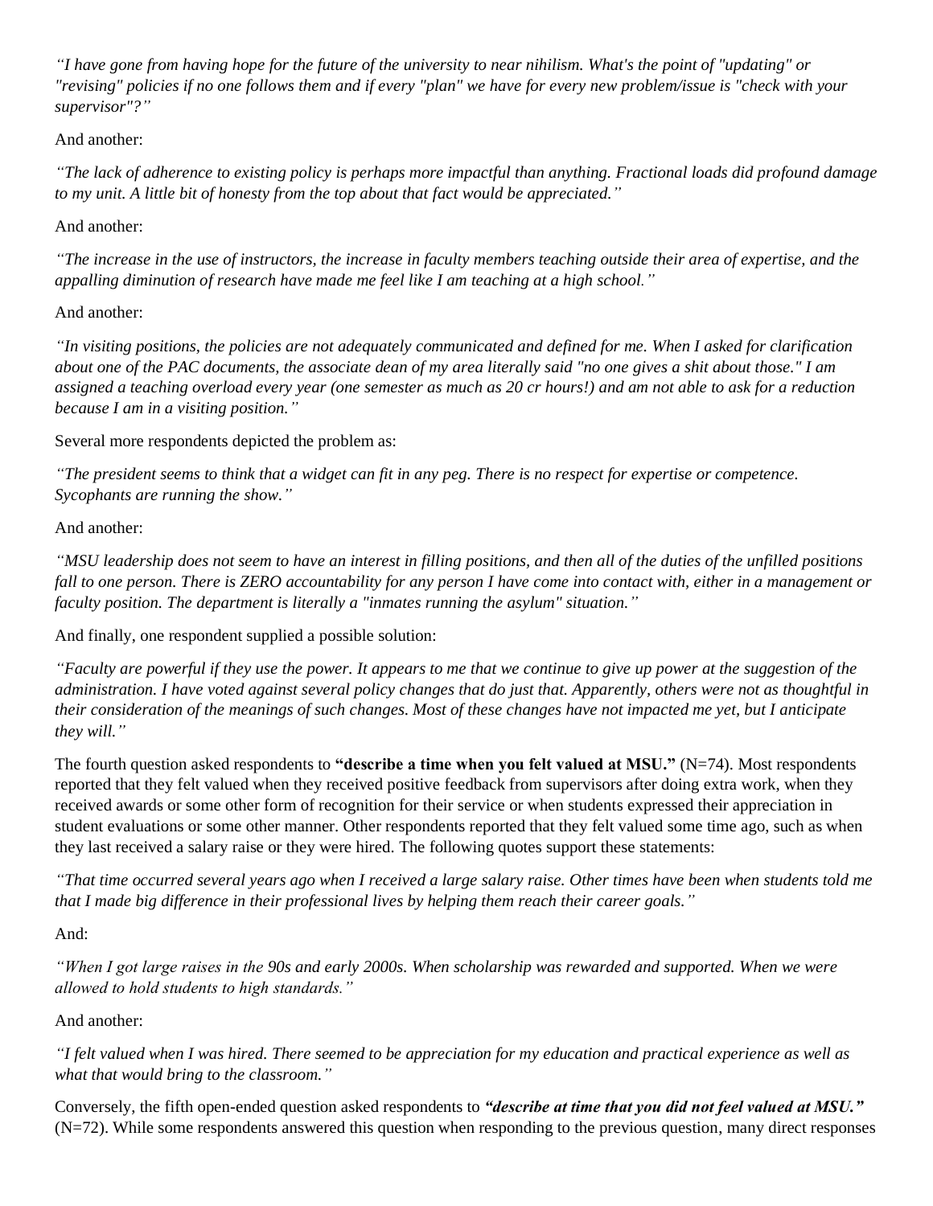*"I have gone from having hope for the future of the university to near nihilism. What's the point of "updating" or "revising" policies if no one follows them and if every "plan" we have for every new problem/issue is "check with your supervisor"?"*

And another:

*"The lack of adherence to existing policy is perhaps more impactful than anything. Fractional loads did profound damage to my unit. A little bit of honesty from the top about that fact would be appreciated."*

And another:

*"The increase in the use of instructors, the increase in faculty members teaching outside their area of expertise, and the appalling diminution of research have made me feel like I am teaching at a high school."*

And another:

*"In visiting positions, the policies are not adequately communicated and defined for me. When I asked for clarification about one of the PAC documents, the associate dean of my area literally said "no one gives a shit about those." I am assigned a teaching overload every year (one semester as much as 20 cr hours!) and am not able to ask for a reduction because I am in a visiting position."*

Several more respondents depicted the problem as:

*"The president seems to think that a widget can fit in any peg. There is no respect for expertise or competence. Sycophants are running the show."*

And another:

*"MSU leadership does not seem to have an interest in filling positions, and then all of the duties of the unfilled positions fall to one person. There is ZERO accountability for any person I have come into contact with, either in a management or faculty position. The department is literally a "inmates running the asylum" situation."*

And finally, one respondent supplied a possible solution:

*"Faculty are powerful if they use the power. It appears to me that we continue to give up power at the suggestion of the administration. I have voted against several policy changes that do just that. Apparently, others were not as thoughtful in their consideration of the meanings of such changes. Most of these changes have not impacted me yet, but I anticipate they will."*

The fourth question asked respondents to **"describe a time when you felt valued at MSU."** (N=74). Most respondents reported that they felt valued when they received positive feedback from supervisors after doing extra work, when they received awards or some other form of recognition for their service or when students expressed their appreciation in student evaluations or some other manner. Other respondents reported that they felt valued some time ago, such as when they last received a salary raise or they were hired. The following quotes support these statements:

*"That time occurred several years ago when I received a large salary raise. Other times have been when students told me that I made big difference in their professional lives by helping them reach their career goals."*

And:

*"When I got large raises in the 90s and early 2000s. When scholarship was rewarded and supported. When we were allowed to hold students to high standards."*

And another:

*"I felt valued when I was hired. There seemed to be appreciation for my education and practical experience as well as what that would bring to the classroom."*

Conversely, the fifth open-ended question asked respondents to ***"describe at time that you did not feel valued at MSU."*** (N=72). While some respondents answered this question when responding to the previous question, many direct responses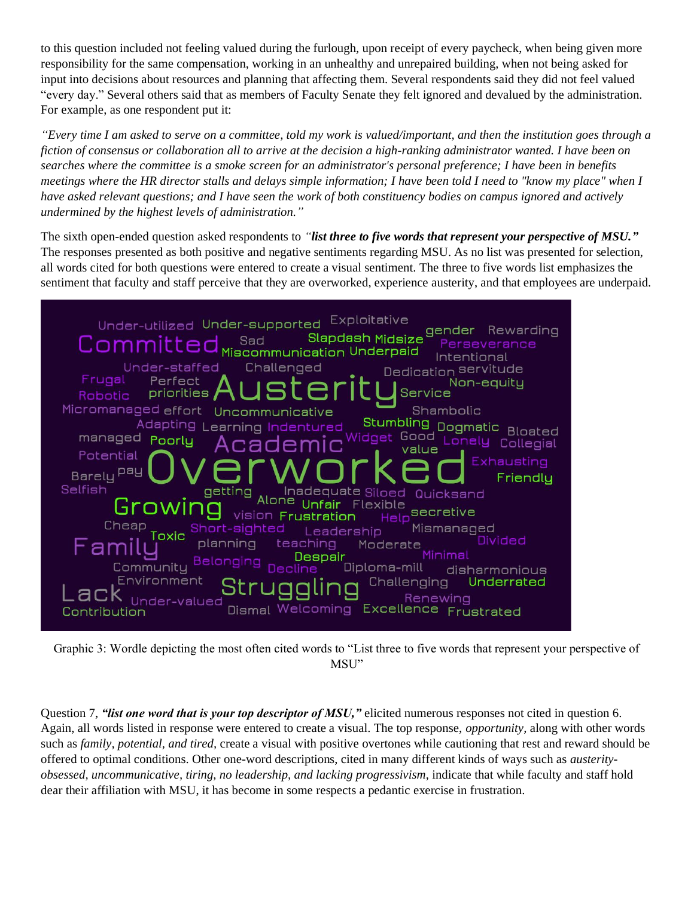to this question included not feeling valued during the furlough, upon receipt of every paycheck, when being given more responsibility for the same compensation, working in an unhealthy and unrepaired building, when not being asked for input into decisions about resources and planning that affecting them. Several respondents said they did not feel valued "every day." Several others said that as members of Faculty Senate they felt ignored and devalued by the administration. For example, as one respondent put it:

*"Every time I am asked to serve on a committee, told my work is valued/important, and then the institution goes through a fiction of consensus or collaboration all to arrive at the decision a high-ranking administrator wanted. I have been on searches where the committee is a smoke screen for an administrator's personal preference; I have been in benefits meetings where the HR director stalls and delays simple information; I have been told I need to "know my place" when I have asked relevant questions; and I have seen the work of both constituency bodies on campus ignored and actively undermined by the highest levels of administration."*

The sixth open-ended question asked respondents to ***"list three to five words that represent your perspective of MSU."*** The responses presented as both positive and negative sentiments regarding MSU. As no list was presented for selection, all words cited for both questions were entered to create a visual sentiment. The three to five words list emphasizes the sentiment that faculty and staff perceive that they are overworked, experience austerity, and that employees are underpaid.

Graphic 3: Wordle depicting the most often cited words to "List three to five words that represent your perspective of MSU"

Question 7, ***"list one word that is your top descriptor of MSU,"*** elicited numerous responses not cited in question 6. Again, all words listed in response were entered to create a visual. The top response, *opportunity,* along with other words such as *family, potential, and tired,* create a visual with positive overtones while cautioning that rest and reward should be offered to optimal conditions. Other one-word descriptions, cited in many different kinds of ways such as *austerity-obsessed, uncommunicative, tiring, no leadership, and lacking progressivism,* indicate that while faculty and staff hold dear their affiliation with MSU, it has become in some respects a pedantic exercise in frustration.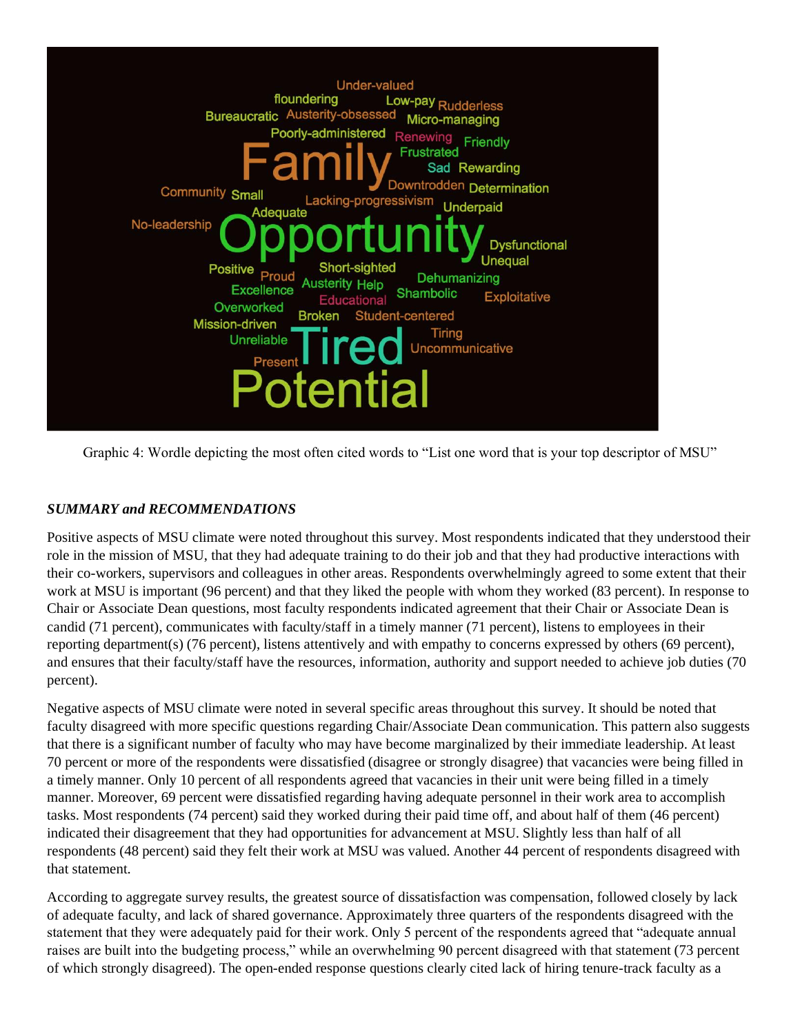Graphic 4: Wordle depicting the most often cited words to “List one word that is your top descriptor of MSU”

### *SUMMARY and RECOMMENDATIONS*

Positive aspects of MSU climate were noted throughout this survey. Most respondents indicated that they understood their role in the mission of MSU, that they had adequate training to do their job and that they had productive interactions with their co-workers, supervisors and colleagues in other areas. Respondents overwhelmingly agreed to some extent that their work at MSU is important (96 percent) and that they liked the people with whom they worked (83 percent). In response to Chair or Associate Dean questions, most faculty respondents indicated agreement that their Chair or Associate Dean is candid (71 percent), communicates with faculty/staff in a timely manner (71 percent), listens to employees in their reporting department(s) (76 percent), listens attentively and with empathy to concerns expressed by others (69 percent), and ensures that their faculty/staff have the resources, information, authority and support needed to achieve job duties (70 percent).

Negative aspects of MSU climate were noted in several specific areas throughout this survey. It should be noted that faculty disagreed with more specific questions regarding Chair/Associate Dean communication. This pattern also suggests that there is a significant number of faculty who may have become marginalized by their immediate leadership. At least 70 percent or more of the respondents were dissatisfied (disagree or strongly disagree) that vacancies were being filled in a timely manner. Only 10 percent of all respondents agreed that vacancies in their unit were being filled in a timely manner. Moreover, 69 percent were dissatisfied regarding having adequate personnel in their work area to accomplish tasks. Most respondents (74 percent) said they worked during their paid time off, and about half of them (46 percent) indicated their disagreement that they had opportunities for advancement at MSU. Slightly less than half of all respondents (48 percent) said they felt their work at MSU was valued. Another 44 percent of respondents disagreed with that statement.

According to aggregate survey results, the greatest source of dissatisfaction was compensation, followed closely by lack of adequate faculty, and lack of shared governance. Approximately three quarters of the respondents disagreed with the statement that they were adequately paid for their work. Only 5 percent of the respondents agreed that “adequate annual raises are built into the budgeting process,” while an overwhelming 90 percent disagreed with that statement (73 percent of which strongly disagreed). The open-ended response questions clearly cited lack of hiring tenure-track faculty as a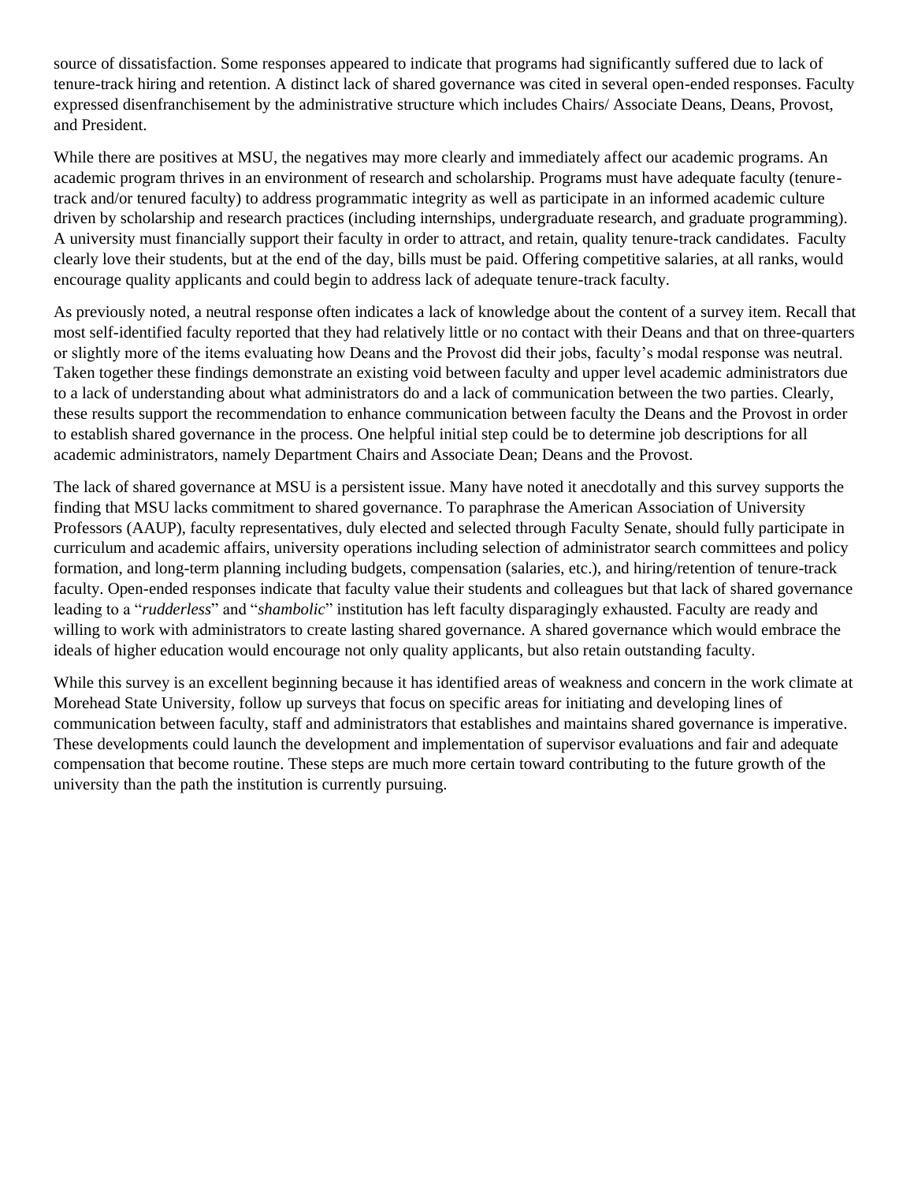source of dissatisfaction. Some responses appeared to indicate that programs had significantly suffered due to lack of tenure-track hiring and retention. A distinct lack of shared governance was cited in several open-ended responses. Faculty expressed disenfranchisement by the administrative structure which includes Chairs/ Associate Deans, Deans, Provost, and President.

While there are positives at MSU, the negatives may more clearly and immediately affect our academic programs. An academic program thrives in an environment of research and scholarship. Programs must have adequate faculty (tenure-track and/or tenured faculty) to address programmatic integrity as well as participate in an informed academic culture driven by scholarship and research practices (including internships, undergraduate research, and graduate programming). A university must financially support their faculty in order to attract, and retain, quality tenure-track candidates. Faculty clearly love their students, but at the end of the day, bills must be paid. Offering competitive salaries, at all ranks, would encourage quality applicants and could begin to address lack of adequate tenure-track faculty.

As previously noted, a neutral response often indicates a lack of knowledge about the content of a survey item. Recall that most self-identified faculty reported that they had relatively little or no contact with their Deans and that on three-quarters or slightly more of the items evaluating how Deans and the Provost did their jobs, faculty's modal response was neutral. Taken together these findings demonstrate an existing void between faculty and upper level academic administrators due to a lack of understanding about what administrators do and a lack of communication between the two parties. Clearly, these results support the recommendation to enhance communication between faculty the Deans and the Provost in order to establish shared governance in the process. One helpful initial step could be to determine job descriptions for all academic administrators, namely Department Chairs and Associate Dean; Deans and the Provost.

The lack of shared governance at MSU is a persistent issue. Many have noted it anecdotally and this survey supports the finding that MSU lacks commitment to shared governance. To paraphrase the American Association of University Professors (AAUP), faculty representatives, duly elected and selected through Faculty Senate, should fully participate in curriculum and academic affairs, university operations including selection of administrator search committees and policy formation, and long-term planning including budgets, compensation (salaries, etc.), and hiring/retention of tenure-track faculty. Open-ended responses indicate that faculty value their students and colleagues but that lack of shared governance leading to a "*rudderless*" and "*shambolic*" institution has left faculty disparagingly exhausted. Faculty are ready and willing to work with administrators to create lasting shared governance. A shared governance which would embrace the ideals of higher education would encourage not only quality applicants, but also retain outstanding faculty.

While this survey is an excellent beginning because it has identified areas of weakness and concern in the work climate at Morehead State University, follow up surveys that focus on specific areas for initiating and developing lines of communication between faculty, staff and administrators that establishes and maintains shared governance is imperative. These developments could launch the development and implementation of supervisor evaluations and fair and adequate compensation that become routine. These steps are much more certain toward contributing to the future growth of the university than the path the institution is currently pursuing.